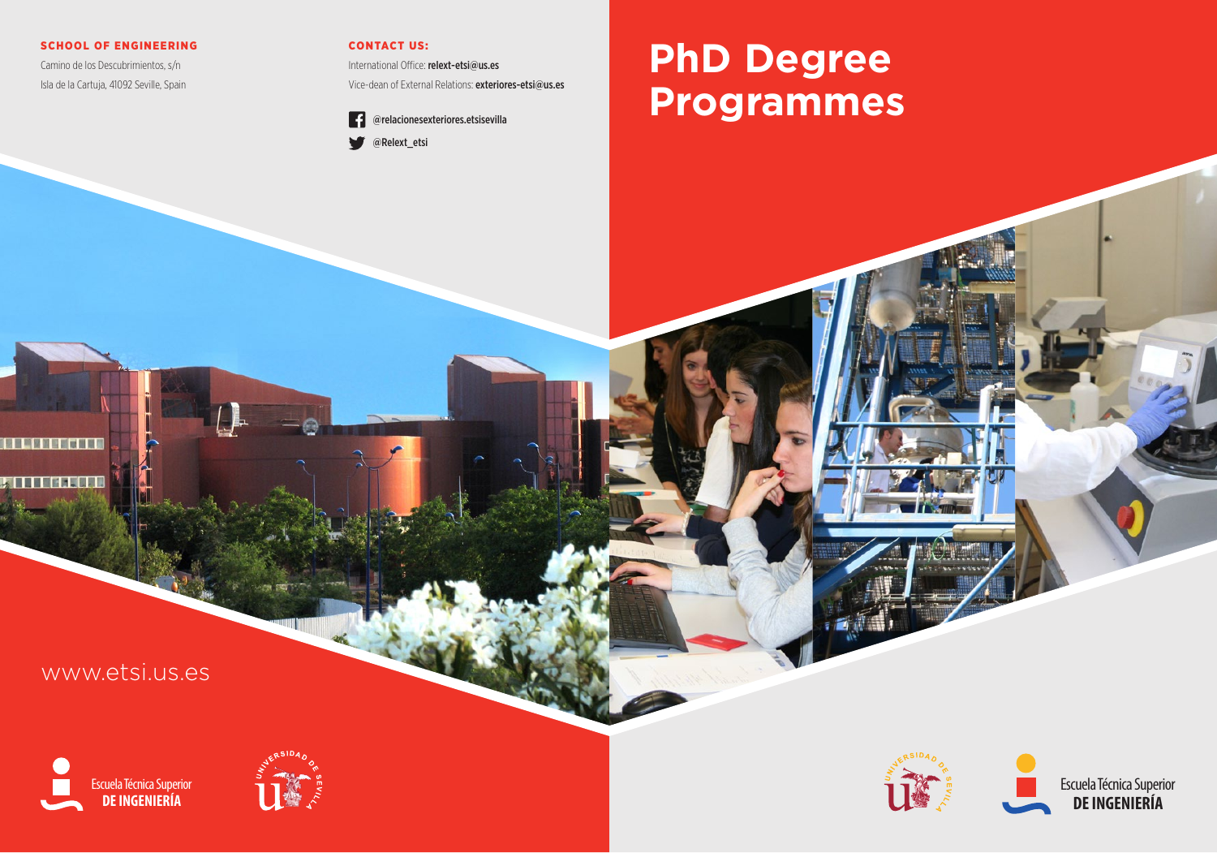**SCHOOL OF ENGINEERING**

Camino de los Descubrimientos, s/n
Isla de la Cartuja, 41092 Seville, Spain

**CONTACT US:**

International Office: **relext-etsi@us.es**
Vice-dean of External Relations: **exteriores-etsi@us.es**

@relacionesexteriores.etsisevilla

@Relext_etsi

www.etsi.us.es

Escuela Técnica Superior **DE INGENIERÍA**

# PhD Degree Programmes

Escuela Técnica Superior **DE INGENIERÍA**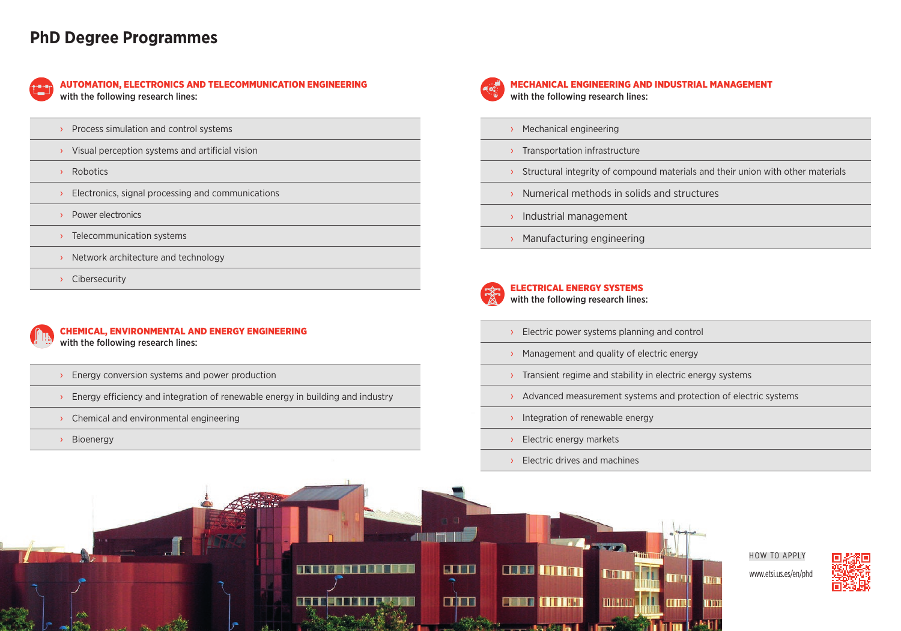# PhD Degree Programmes

## AUTOMATION, ELECTRONICS AND TELECOMMUNICATION ENGINEERING

with the following research lines:

- Process simulation and control systems
- Visual perception systems and artificial vision
- Robotics
- Electronics, signal processing and communications
- Power electronics
- Telecommunication systems
- Network architecture and technology
- Cibersecurity

## CHEMICAL, ENVIRONMENTAL AND ENERGY ENGINEERING

with the following research lines:

- Energy conversion systems and power production
- Energy efficiency and integration of renewable energy in building and industry
- Chemical and environmental engineering
- Bioenergy

## MECHANICAL ENGINEERING AND INDUSTRIAL MANAGEMENT

with the following research lines:

- Mechanical engineering
- Transportation infrastructure
- Structural integrity of compound materials and their union with other materials
- Numerical methods in solids and structures
- Industrial management
- Manufacturing engineering

## ELECTRICAL ENERGY SYSTEMS

with the following research lines:

- Electric power systems planning and control
- Management and quality of electric energy
- Transient regime and stability in electric energy systems
- Advanced measurement systems and protection of electric systems
- Integration of renewable energy
- Electric energy markets
- Electric drives and machines

HOW TO APPLY

www.etsi.us.es/en/phd